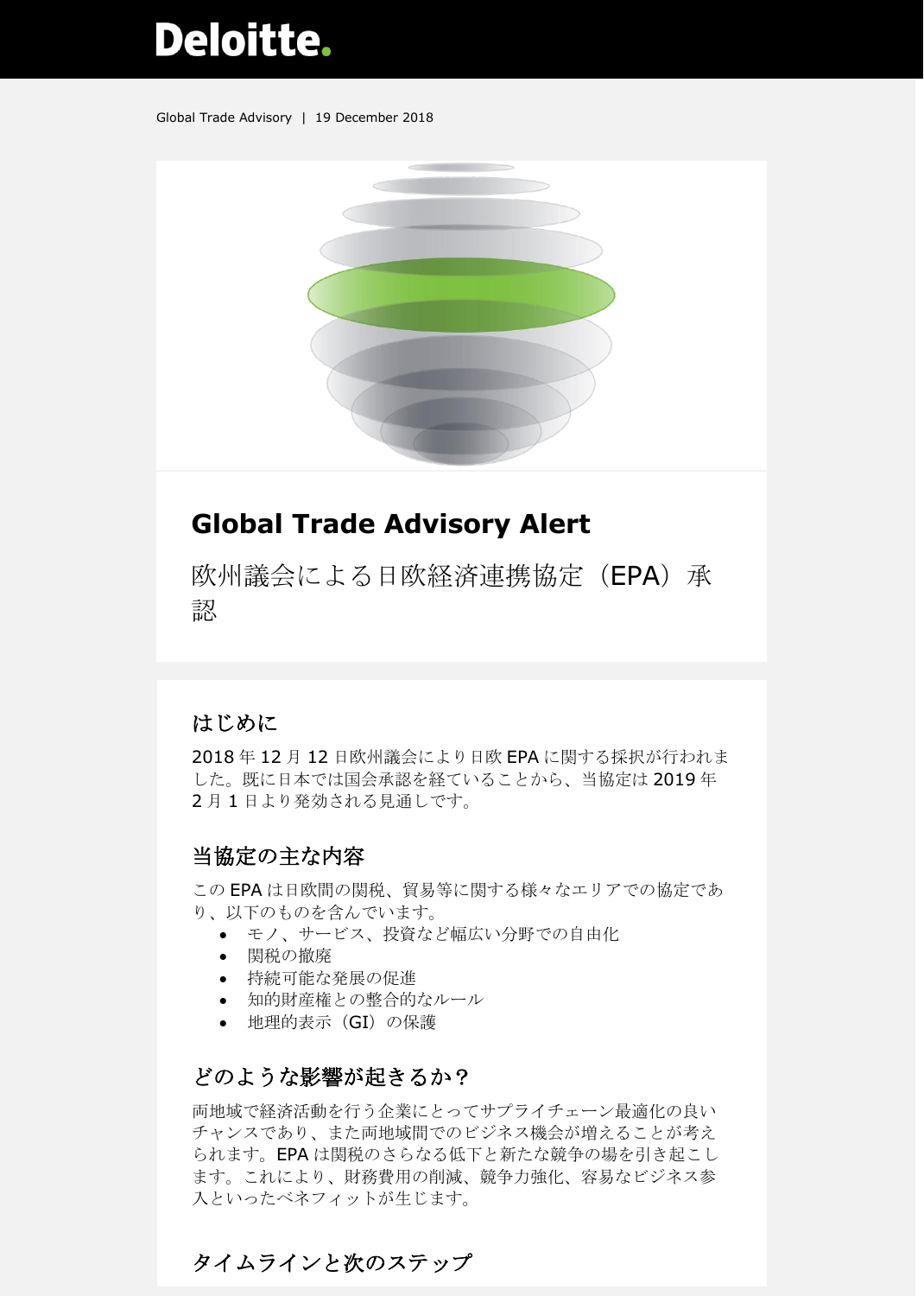Deloitte.

Global Trade Advisory | 19 December 2018

# Global Trade Advisory Alert

欧州議会による日欧経済連携協定（EPA）承認

## はじめに

2018 年 12 月 12 日欧州議会により日欧 EPA に関する採択が行われました。既に日本では国会承認を経ていることから、当協定は 2019 年 2 月 1 日より発効される見通しです。

## 当協定の主な内容

この EPA は日欧間の関税、貿易等に関する様々なエリアでの協定であり、以下のものを含んでいます。

- モノ、サービス、投資など幅広い分野での自由化
- 関税の撤廃
- 持続可能な発展の促進
- 知的財産権との整合的なルール
- 地理的表示（GI）の保護

## どのような影響が起きるか？

両地域で経済活動を行う企業にとってサプライチェーン最適化の良いチャンスであり、また両地域間でのビジネス機会が増えることが考えられます。EPA は関税のさらなる低下と新たな競争の場を引き起こします。これにより、財務費用の削減、競争力強化、容易なビジネス参入といったベネフィットが生じます。

## タイムラインと次のステップ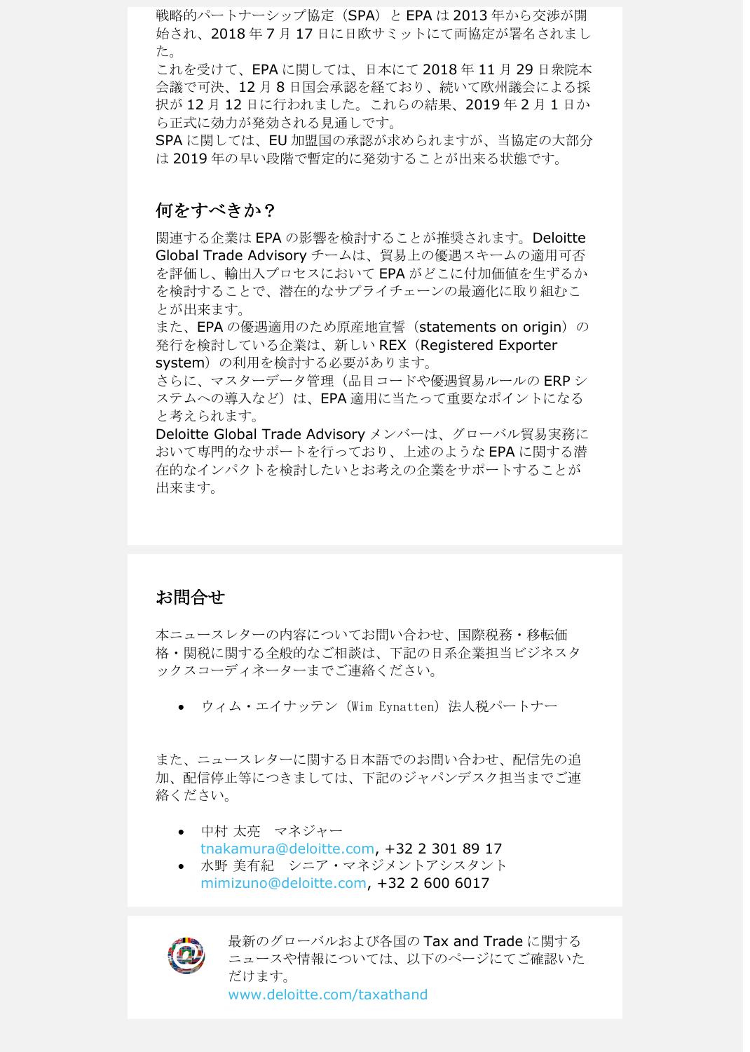戦略的パートナーシップ協定（SPA）と EPA は 2013 年から交渉が開始され、2018 年 7 月 17 日に日欧サミットにて両協定が署名されました。
これを受けて、EPA に関しては、日本にて 2018 年 11 月 29 日衆院本会議で可決、12 月 8 日国会承認を経ており、続いて欧州議会による採択が 12 月 12 日に行われました。これらの結果、2019 年 2 月 1 日から正式に効力が発効される見通しです。
SPA に関しては、EU 加盟国の承認が求められますが、当協定の大部分は 2019 年の早い段階で暫定的に発効することが出来る状態です。

## 何をすべきか？

関連する企業は EPA の影響を検討することが推奨されます。Deloitte Global Trade Advisory チームは、貿易上の優遇スキームの適用可否を評価し、輸出入プロセスにおいて EPA がどこに付加価値を生ずるかを検討することで、潜在的なサプライチェーンの最適化に取り組むことが出来ます。
また、EPA の優遇適用のため原産地宣誓（statements on origin）の発行を検討している企業は、新しい REX（Registered Exporter system）の利用を検討する必要があります。
さらに、マスターデータ管理（品目コードや優遇貿易ルールの ERP システムへの導入など）は、EPA 適用に当たって重要なポイントになると考えられます。
Deloitte Global Trade Advisory メンバーは、グローバル貿易実務において専門的なサポートを行っており、上述のような EPA に関する潜在的なインパクトを検討したいとお考えの企業をサポートすることが出来ます。

## お問合せ

本ニュースレターの内容についてお問い合わせ、国際税務・移転価格・関税に関する全般的なご相談は、下記の日系企業担当ビジネスタックスコーディネーターまでご連絡ください。

- ウィム・エイナッテン（Wim Eynatten）法人税パートナー

また、ニュースレターに関する日本語でのお問い合わせ、配信先の追加、配信停止等につきましては、下記のジャパンデスク担当までご連絡ください。

- 中村 太亮　マネジャー
  tnakamura@deloitte.com, +32 2 301 89 17
- 水野 美有紀　シニア・マネジメントアシスタント
  mimizuno@deloitte.com, +32 2 600 6017

最新のグローバルおよび各国の Tax and Trade に関するニュースや情報については、以下のページにてご確認いただけます。
www.deloitte.com/taxathand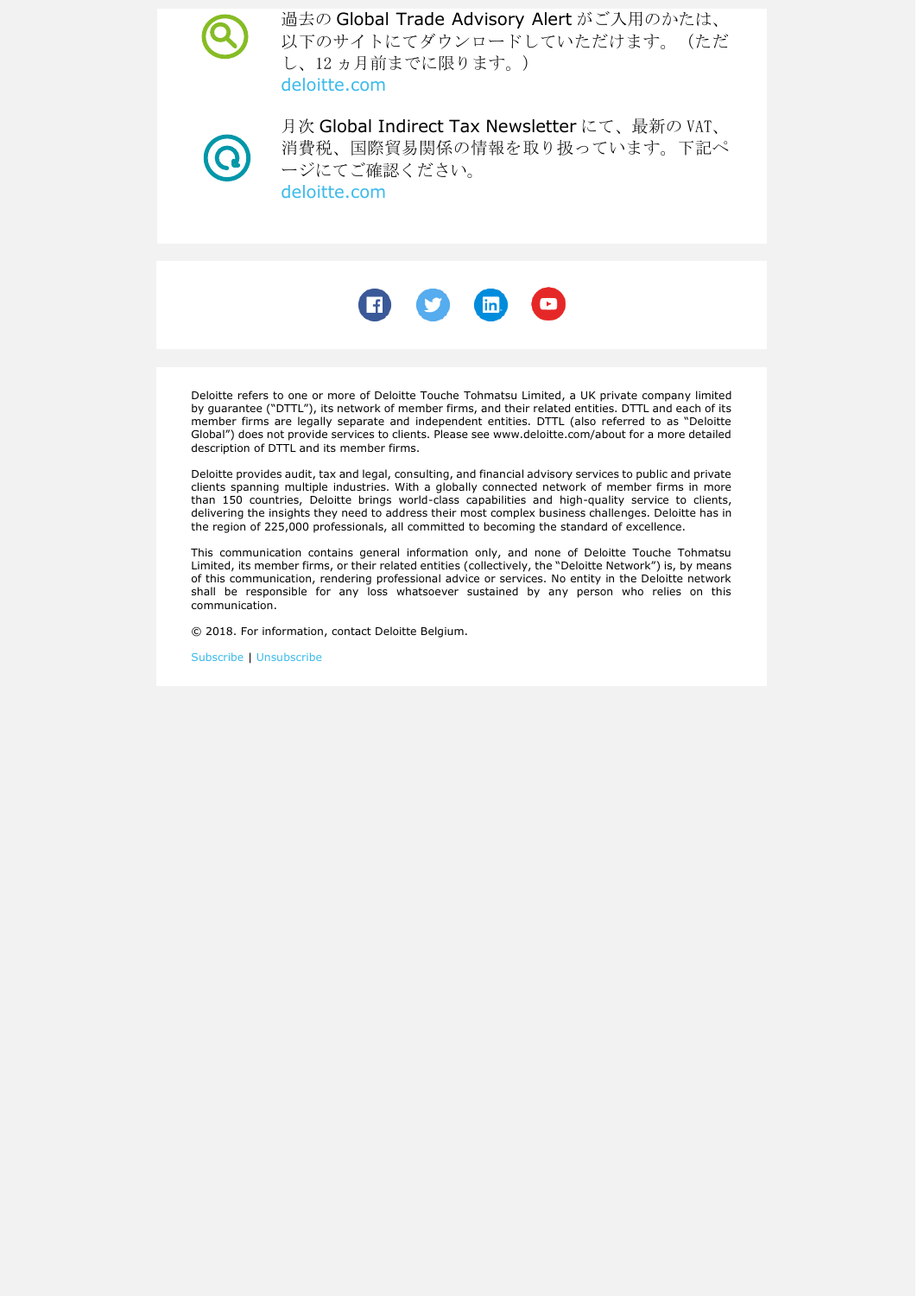過去の Global Trade Advisory Alert がご入用のかたは、以下のサイトにてダウンロードしていただけます。（ただし、12 ヵ月前までに限ります。）
deloitte.com

月次 Global Indirect Tax Newsletter にて、最新の VAT、消費税、国際貿易関係の情報を取り扱っています。下記ページにてご確認ください。
deloitte.com

Deloitte refers to one or more of Deloitte Touche Tohmatsu Limited, a UK private company limited by guarantee ("DTTL"), its network of member firms, and their related entities. DTTL and each of its member firms are legally separate and independent entities. DTTL (also referred to as "Deloitte Global") does not provide services to clients. Please see www.deloitte.com/about for a more detailed description of DTTL and its member firms.

Deloitte provides audit, tax and legal, consulting, and financial advisory services to public and private clients spanning multiple industries. With a globally connected network of member firms in more than 150 countries, Deloitte brings world-class capabilities and high-quality service to clients, delivering the insights they need to address their most complex business challenges. Deloitte has in the region of 225,000 professionals, all committed to becoming the standard of excellence.

This communication contains general information only, and none of Deloitte Touche Tohmatsu Limited, its member firms, or their related entities (collectively, the "Deloitte Network") is, by means of this communication, rendering professional advice or services. No entity in the Deloitte network shall be responsible for any loss whatsoever sustained by any person who relies on this communication.

© 2018. For information, contact Deloitte Belgium.

Subscribe | Unsubscribe